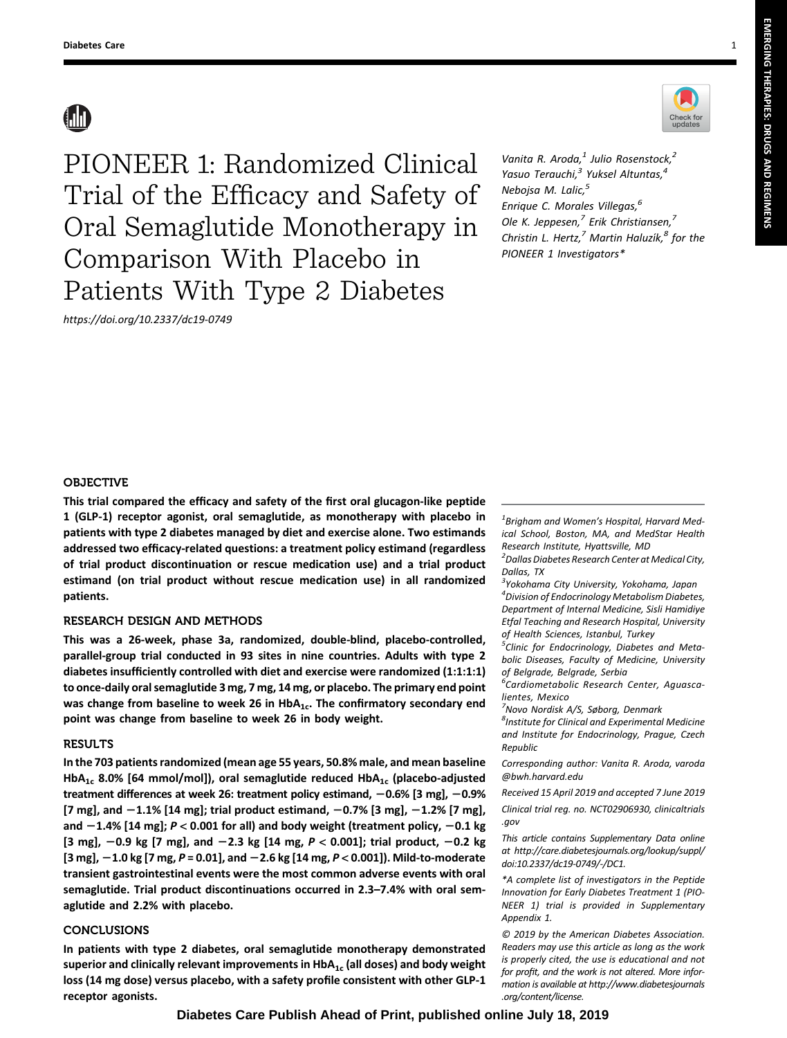# PIONEER 1: Randomized Clinical Trial of the Efficacy and Safety of Oral Semaglutide Monotherapy in Comparison With Placebo in Patients With Type 2 Diabetes

https://doi.org/10.2337/dc19-0749

*Vanita R. Aroda,[1] Julio Rosenstock,[2] Yasuo Terauchi,[3] Yuksel Altuntas,[4] Nebojsa M. Lalic,[5] Enrique C. Morales Villegas,[6] Ole K. Jeppesen,[7] Erik Christiansen,[7] Christin L. Hertz,[7] Martin Haluzík,[8] for the PIONEER 1 Investigators**

## OBJECTIVE

**This trial compared the efficacy and safety of the first oral glucagon-like peptide 1 (GLP-1) receptor agonist, oral semaglutide, as monotherapy with placebo in patients with type 2 diabetes managed by diet and exercise alone. Two estimands addressed two efficacy-related questions: a treatment policy estimand (regardless of trial product discontinuation or rescue medication use) and a trial product estimand (on trial product without rescue medication use) in all randomized patients.**

## RESEARCH DESIGN AND METHODS

**This was a 26-week, phase 3a, randomized, double-blind, placebo-controlled, parallel-group trial conducted in 93 sites in nine countries. Adults with type 2 diabetes insufficiently controlled with diet and exercise were randomized (1:1:1:1) to once-daily oral semaglutide 3 mg, 7 mg, 14 mg, or placebo. The primary end point was change from baseline to week 26 in $HbA_{1c}$. The confirmatory secondary end point was change from baseline to week 26 in body weight.**

## RESULTS

**In the 703 patients randomized (mean age 55 years, 50.8% male, and mean baseline $HbA_{1c}$ 8.0% [64 mmol/mol]), oral semaglutide reduced $HbA_{1c}$ (placebo-adjusted treatment differences at week 26: treatment policy estimand, −0.6% [3 mg], −0.9% [7 mg], and −1.1% [14 mg]; trial product estimand, −0.7% [3 mg], −1.2% [7 mg], and −1.4% [14 mg]; $P < 0.001$ for all) and body weight (treatment policy, −0.1 kg [3 mg], −0.9 kg [7 mg], and −2.3 kg [14 mg, $P < 0.001$]; trial product, −0.2 kg [3 mg], −1.0 kg [7 mg, $P = 0.01$], and −2.6 kg [14 mg, $P < 0.001$]). Mild-to-moderate transient gastrointestinal events were the most common adverse events with oral semaglutide. Trial product discontinuations occurred in 2.3–7.4% with oral semaglutide and 2.2% with placebo.**

## CONCLUSIONS

**In patients with type 2 diabetes, oral semaglutide monotherapy demonstrated superior and clinically relevant improvements in $HbA_{1c}$ (all doses) and body weight loss (14 mg dose) versus placebo, with a safety profile consistent with other GLP-1 receptor agonists.**

---

*[1]Brigham and Women's Hospital, Harvard Medical School, Boston, MA, and MedStar Health Research Institute, Hyattsville, MD*

*[2]Dallas Diabetes Research Center at Medical City, Dallas, TX*

*[3]Yokohama City University, Yokohama, Japan*

*[4]Division of Endocrinology Metabolism Diabetes, Department of Internal Medicine, Sisli Hamidiye Etfal Teaching and Research Hospital, University of Health Sciences, Istanbul, Turkey*

*[5]Clinic for Endocrinology, Diabetes and Metabolic Diseases, Faculty of Medicine, University of Belgrade, Belgrade, Serbia*

*[6]Cardiometabolic Research Center, Aguascalientes, Mexico*

*[7]Novo Nordisk A/S, Søborg, Denmark*

*[8]Institute for Clinical and Experimental Medicine and Institute for Endocrinology, Prague, Czech Republic*

*Corresponding author: Vanita R. Aroda, varoda@bwh.harvard.edu*

*Received 15 April 2019 and accepted 7 June 2019*

*Clinical trial reg. no. NCT02906930, clinicaltrials.gov*

*This article contains Supplementary Data online at http://care.diabetesjournals.org/lookup/suppl/doi:10.2337/dc19-0749/-/DC1.*

*\*A complete list of investigators in the Peptide Innovation for Early Diabetes Treatment 1 (PIONEER 1) trial is provided in Supplementary Appendix 1.*

*© 2019 by the American Diabetes Association. Readers may use this article as long as the work is properly cited, the use is educational and not for profit, and the work is not altered. More information is available at http://www.diabetesjournals.org/content/license.*

**Diabetes Care Publish Ahead of Print, published online July 18, 2019**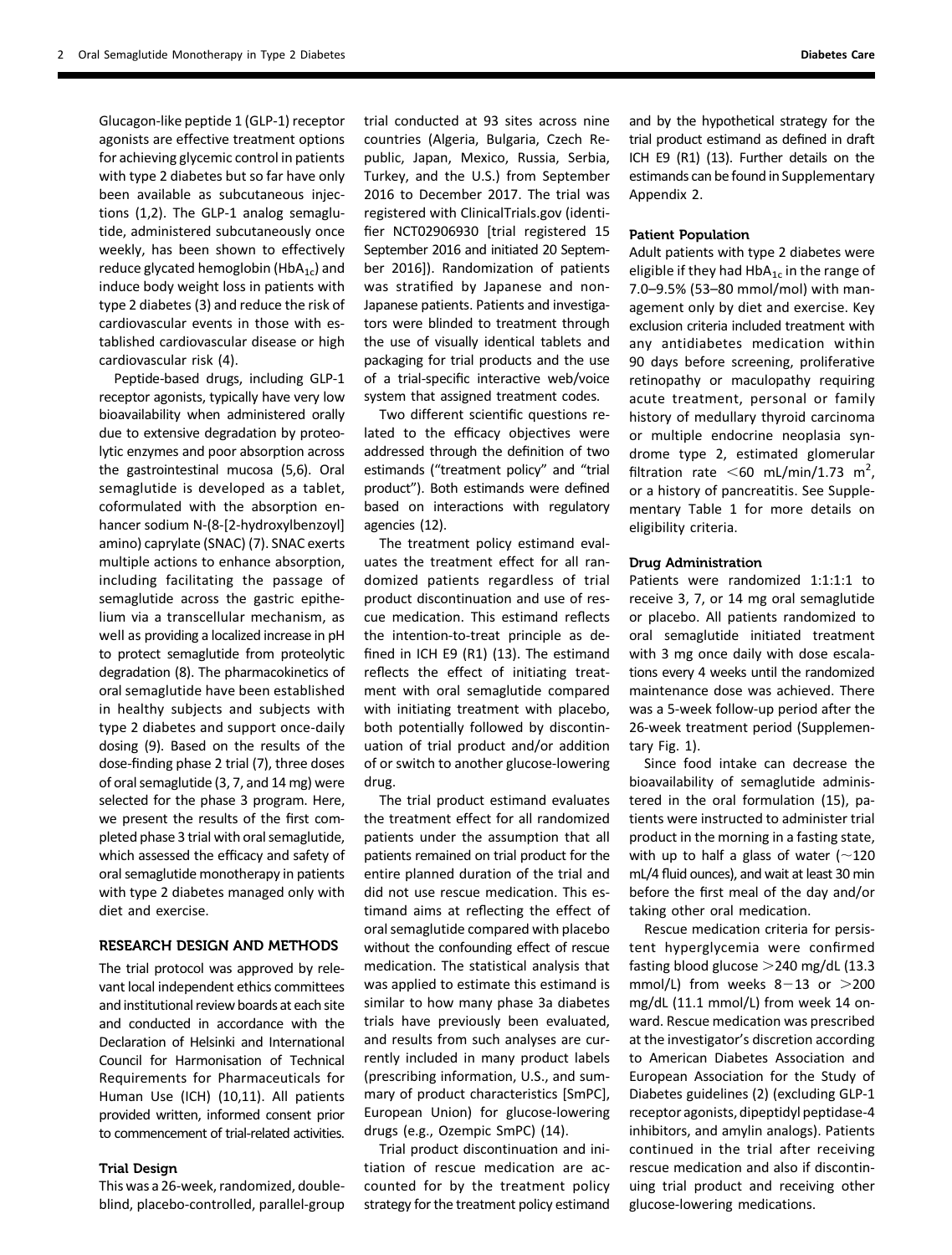Glucagon-like peptide 1 (GLP-1) receptor agonists are effective treatment options for achieving glycemic control in patients with type 2 diabetes but so far have only been available as subcutaneous injections (1,2). The GLP-1 analog semaglutide, administered subcutaneously once weekly, has been shown to effectively reduce glycated hemoglobin ($HbA_{1c}$) and induce body weight loss in patients with type 2 diabetes (3) and reduce the risk of cardiovascular events in those with established cardiovascular disease or high cardiovascular risk (4).

Peptide-based drugs, including GLP-1 receptor agonists, typically have very low bioavailability when administered orally due to extensive degradation by proteolytic enzymes and poor absorption across the gastrointestinal mucosa (5,6). Oral semaglutide is developed as a tablet, coformulated with the absorption enhancer sodium N-(8-[2-hydroxylbenzoyl] amino) caprylate (SNAC) (7). SNAC exerts multiple actions to enhance absorption, including facilitating the passage of semaglutide across the gastric epithelium via a transcellular mechanism, as well as providing a localized increase in pH to protect semaglutide from proteolytic degradation (8). The pharmacokinetics of oral semaglutide have been established in healthy subjects and subjects with type 2 diabetes and support once-daily dosing (9). Based on the results of the dose-finding phase 2 trial (7), three doses of oral semaglutide (3, 7, and 14 mg) were selected for the phase 3 program. Here, we present the results of the first completed phase 3 trial with oral semaglutide, which assessed the efficacy and safety of oral semaglutide monotherapy in patients with type 2 diabetes managed only with diet and exercise.

## RESEARCH DESIGN AND METHODS

The trial protocol was approved by relevant local independent ethics committees and institutional review boards at each site and conducted in accordance with the Declaration of Helsinki and International Council for Harmonisation of Technical Requirements for Pharmaceuticals for Human Use (ICH) (10,11). All patients provided written, informed consent prior to commencement of trial-related activities.

### Trial Design

This was a 26-week, randomized, double-blind, placebo-controlled, parallel-group trial conducted at 93 sites across nine countries (Algeria, Bulgaria, Czech Republic, Japan, Mexico, Russia, Serbia, Turkey, and the U.S.) from September 2016 to December 2017. The trial was registered with ClinicalTrials.gov (identifier NCT02906930 [trial registered 15 September 2016 and initiated 20 September 2016]). Randomization of patients was stratified by Japanese and non-Japanese patients. Patients and investigators were blinded to treatment through the use of visually identical tablets and packaging for trial products and the use of a trial-specific interactive web/voice system that assigned treatment codes.

Two different scientific questions related to the efficacy objectives were addressed through the definition of two estimands ("treatment policy" and "trial product"). Both estimands were defined based on interactions with regulatory agencies (12).

The treatment policy estimand evaluates the treatment effect for all randomized patients regardless of trial product discontinuation and use of rescue medication. This estimand reflects the intention-to-treat principle as defined in ICH E9 (R1) (13). The estimand reflects the effect of initiating treatment with oral semaglutide compared with initiating treatment with placebo, both potentially followed by discontinuation of trial product and/or addition of or switch to another glucose-lowering drug.

The trial product estimand evaluates the treatment effect for all randomized patients under the assumption that all patients remained on trial product for the entire planned duration of the trial and did not use rescue medication. This estimand aims at reflecting the effect of oral semaglutide compared with placebo without the confounding effect of rescue medication. The statistical analysis that was applied to estimate this estimand is similar to how many phase 3a diabetes trials have previously been evaluated, and results from such analyses are currently included in many product labels (prescribing information, U.S., and summary of product characteristics [SmPC], European Union) for glucose-lowering drugs (e.g., Ozempic SmPC) (14).

Trial product discontinuation and initiation of rescue medication are accounted for by the treatment policy strategy for the treatment policy estimand and by the hypothetical strategy for the trial product estimand as defined in draft ICH E9 (R1) (13). Further details on the estimands can be found in Supplementary Appendix 2.

### Patient Population

Adult patients with type 2 diabetes were eligible if they had $HbA_{1c}$ in the range of 7.0–9.5% (53–80 mmol/mol) with management only by diet and exercise. Key exclusion criteria included treatment with any antidiabetes medication within 90 days before screening, proliferative retinopathy or maculopathy requiring acute treatment, personal or family history of medullary thyroid carcinoma or multiple endocrine neoplasia syndrome type 2, estimated glomerular filtration rate $<60$ mL/min/1.73 $m^2$, or a history of pancreatitis. See Supplementary Table 1 for more details on eligibility criteria.

### Drug Administration

Patients were randomized 1:1:1:1 to receive 3, 7, or 14 mg oral semaglutide or placebo. All patients randomized to oral semaglutide initiated treatment with 3 mg once daily with dose escalations every 4 weeks until the randomized maintenance dose was achieved. There was a 5-week follow-up period after the 26-week treatment period (Supplementary Fig. 1).

Since food intake can decrease the bioavailability of semaglutide administered in the oral formulation (15), patients were instructed to administer trial product in the morning in a fasting state, with up to half a glass of water ($\sim$120 mL/4 fluid ounces), and wait at least 30 min before the first meal of the day and/or taking other oral medication.

Rescue medication criteria for persistent hyperglycemia were confirmed fasting blood glucose $>$240 mg/dL (13.3 mmol/L) from weeks 8−13 or $>$200 mg/dL (11.1 mmol/L) from week 14 onward. Rescue medication was prescribed at the investigator's discretion according to American Diabetes Association and European Association for the Study of Diabetes guidelines (2) (excluding GLP-1 receptor agonists, dipeptidyl peptidase-4 inhibitors, and amylin analogs). Patients continued in the trial after receiving rescue medication and also if discontinuing trial product and receiving other glucose-lowering medications.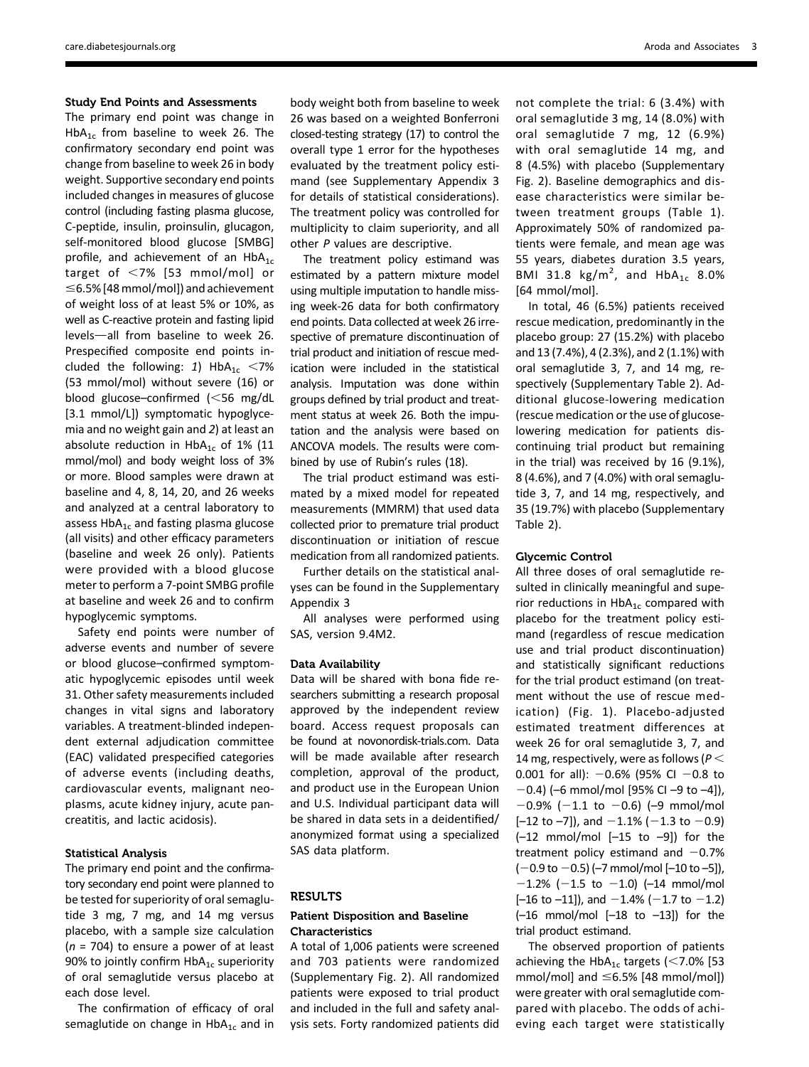### Study End Points and Assessments

The primary end point was change in $HbA_{1c}$ from baseline to week 26. The confirmatory secondary end point was change from baseline to week 26 in body weight. Supportive secondary end points included changes in measures of glucose control (including fasting plasma glucose, C-peptide, insulin, proinsulin, glucagon, self-monitored blood glucose [SMBG] profile, and achievement of an $HbA_{1c}$ target of <7% [53 mmol/mol] or ≤6.5% [48 mmol/mol]) and achievement of weight loss of at least 5% or 10%, as well as C-reactive protein and fasting lipid levels—all from baseline to week 26. Prespecified composite end points included the following: *1*) $HbA_{1c}$ <7% (53 mmol/mol) without severe (16) or blood glucose–confirmed (<56 mg/dL [3.1 mmol/L]) symptomatic hypoglycemia and no weight gain and *2*) at least an absolute reduction in $HbA_{1c}$ of 1% (11 mmol/mol) and body weight loss of 3% or more. Blood samples were drawn at baseline and 4, 8, 14, 20, and 26 weeks and analyzed at a central laboratory to assess $HbA_{1c}$ and fasting plasma glucose (all visits) and other efficacy parameters (baseline and week 26 only). Patients were provided with a blood glucose meter to perform a 7-point SMBG profile at baseline and week 26 and to confirm hypoglycemic symptoms.

Safety end points were number of adverse events and number of severe or blood glucose–confirmed symptomatic hypoglycemic episodes until week 31. Other safety measurements included changes in vital signs and laboratory variables. A treatment-blinded independent external adjudication committee (EAC) validated prespecified categories of adverse events (including deaths, cardiovascular events, malignant neoplasms, acute kidney injury, acute pancreatitis, and lactic acidosis).

### Statistical Analysis

The primary end point and the confirmatory secondary end point were planned to be tested for superiority of oral semaglutide 3 mg, 7 mg, and 14 mg versus placebo, with a sample size calculation ($n$ = 704) to ensure a power of at least 90% to jointly confirm $HbA_{1c}$ superiority of oral semaglutide versus placebo at each dose level.

The confirmation of efficacy of oral semaglutide on change in $HbA_{1c}$ and in body weight both from baseline to week 26 was based on a weighted Bonferroni closed-testing strategy (17) to control the overall type 1 error for the hypotheses evaluated by the treatment policy estimand (see Supplementary Appendix 3 for details of statistical considerations). The treatment policy was controlled for multiplicity to claim superiority, and all other $P$ values are descriptive.

The treatment policy estimand was estimated by a pattern mixture model using multiple imputation to handle missing week-26 data for both confirmatory end points. Data collected at week 26 irrespective of premature discontinuation of trial product and initiation of rescue medication were included in the statistical analysis. Imputation was done within groups defined by trial product and treatment status at week 26. Both the imputation and the analysis were based on ANCOVA models. The results were combined by use of Rubin's rules (18).

The trial product estimand was estimated by a mixed model for repeated measurements (MMRM) that used data collected prior to premature trial product discontinuation or initiation of rescue medication from all randomized patients.

Further details on the statistical analyses can be found in the Supplementary Appendix 3

All analyses were performed using SAS, version 9.4M2.

### Data Availability

Data will be shared with bona fide researchers submitting a research proposal approved by the independent review board. Access request proposals can be found at novonordisk-trials.com. Data will be made available after research completion, approval of the product, and product use in the European Union and U.S. Individual participant data will be shared in data sets in a deidentified/anonymized format using a specialized SAS data platform.

## RESULTS

### Patient Disposition and Baseline Characteristics

A total of 1,006 patients were screened and 703 patients were randomized (Supplementary Fig. 2). All randomized patients were exposed to trial product and included in the full and safety analysis sets. Forty randomized patients did not complete the trial: 6 (3.4%) with oral semaglutide 3 mg, 14 (8.0%) with oral semaglutide 7 mg, 12 (6.9%) with oral semaglutide 14 mg, and 8 (4.5%) with placebo (Supplementary Fig. 2). Baseline demographics and disease characteristics were similar between treatment groups (Table 1). Approximately 50% of randomized patients were female, and mean age was 55 years, diabetes duration 3.5 years, BMI 31.8 $kg/m^2$, and $HbA_{1c}$ 8.0% [64 mmol/mol].

In total, 46 (6.5%) patients received rescue medication, predominantly in the placebo group: 27 (15.2%) with placebo and 13 (7.4%), 4 (2.3%), and 2 (1.1%) with oral semaglutide 3, 7, and 14 mg, respectively (Supplementary Table 2). Additional glucose-lowering medication (rescue medication or the use of glucose-lowering medication for patients discontinuing trial product but remaining in the trial) was received by 16 (9.1%), 8 (4.6%), and 7 (4.0%) with oral semaglutide 3, 7, and 14 mg, respectively, and 35 (19.7%) with placebo (Supplementary Table 2).

### Glycemic Control

All three doses of oral semaglutide resulted in clinically meaningful and superior reductions in $HbA_{1c}$ compared with placebo for the treatment policy estimand (regardless of rescue medication use and trial product discontinuation) and statistically significant reductions for the trial product estimand (on treatment without the use of rescue medication) (Fig. 1). Placebo-adjusted estimated treatment differences at week 26 for oral semaglutide 3, 7, and 14 mg, respectively, were as follows ($P$ < 0.001 for all): −0.6% (95% CI −0.8 to −0.4) (–6 mmol/mol [95% CI –9 to –4]), −0.9% (−1.1 to −0.6) (–9 mmol/mol [–12 to –7]), and −1.1% (−1.3 to −0.9) (–12 mmol/mol [–15 to –9]) for the treatment policy estimand and −0.7% (−0.9 to −0.5) (–7 mmol/mol [–10 to –5]), −1.2% (−1.5 to −1.0) (–14 mmol/mol [–16 to –11]), and −1.4% (−1.7 to −1.2) (–16 mmol/mol [–18 to –13]) for the trial product estimand.

The observed proportion of patients achieving the $HbA_{1c}$ targets (<7.0% [53 mmol/mol] and ≤6.5% [48 mmol/mol]) were greater with oral semaglutide compared with placebo. The odds of achieving each target were statistically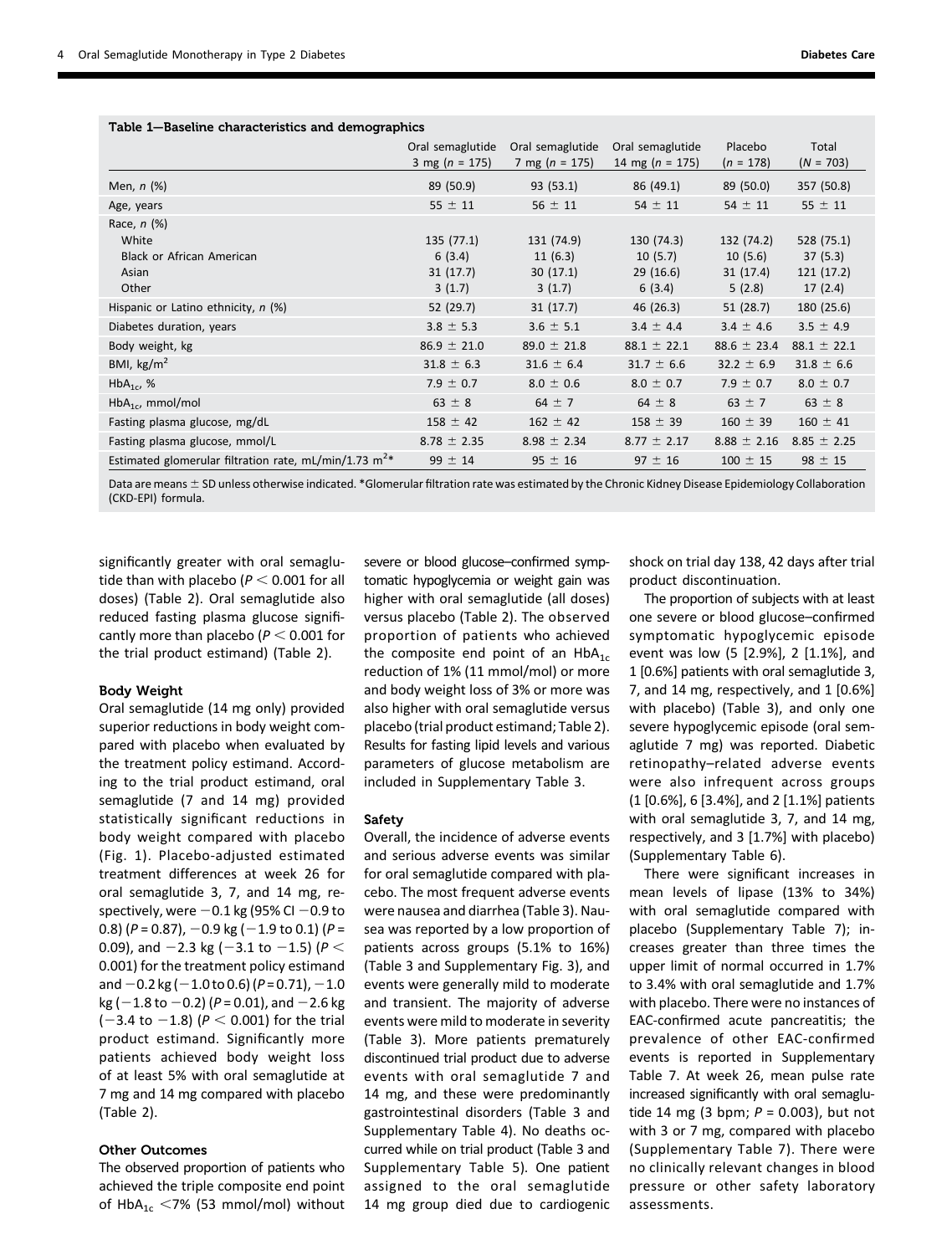Table 1—Baseline characteristics and demographics

| | Oral semaglutide 3 mg ($n$ = 175) | Oral semaglutide 7 mg ($n$ = 175) | Oral semaglutide 14 mg ($n$ = 175) | Placebo ($n$ = 178) | Total ($N$ = 703) |
|---|---|---|---|---|---|
| Men, $n$ (%) | 89 (50.9) | 93 (53.1) | 86 (49.1) | 89 (50.0) | 357 (50.8) |
| Age, years | 55 ± 11 | 56 ± 11 | 54 ± 11 | 54 ± 11 | 55 ± 11 |
| Race, $n$ (%) | | | | | |
| White | 135 (77.1) | 131 (74.9) | 130 (74.3) | 132 (74.2) | 528 (75.1) |
| Black or African American | 6 (3.4) | 11 (6.3) | 10 (5.7) | 10 (5.6) | 37 (5.3) |
| Asian | 31 (17.7) | 30 (17.1) | 29 (16.6) | 31 (17.4) | 121 (17.2) |
| Other | 3 (1.7) | 3 (1.7) | 6 (3.4) | 5 (2.8) | 17 (2.4) |
| Hispanic or Latino ethnicity, $n$ (%) | 52 (29.7) | 31 (17.7) | 46 (26.3) | 51 (28.7) | 180 (25.6) |
| Diabetes duration, years | 3.8 ± 5.3 | 3.6 ± 5.1 | 3.4 ± 4.4 | 3.4 ± 4.6 | 3.5 ± 4.9 |
| Body weight, kg | 86.9 ± 21.0 | 89.0 ± 21.8 | 88.1 ± 22.1 | 88.6 ± 23.4 | 88.1 ± 22.1 |
| BMI, kg/m$^2$ | 31.8 ± 6.3 | 31.6 ± 6.4 | 31.7 ± 6.6 | 32.2 ± 6.9 | 31.8 ± 6.6 |
| $HbA_{1c}$, % | 7.9 ± 0.7 | 8.0 ± 0.6 | 8.0 ± 0.7 | 7.9 ± 0.7 | 8.0 ± 0.7 |
| $HbA_{1c}$, mmol/mol | 63 ± 8 | 64 ± 7 | 64 ± 8 | 63 ± 7 | 63 ± 8 |
| Fasting plasma glucose, mg/dL | 158 ± 42 | 162 ± 42 | 158 ± 39 | 160 ± 39 | 160 ± 41 |
| Fasting plasma glucose, mmol/L | 8.78 ± 2.35 | 8.98 ± 2.34 | 8.77 ± 2.17 | 8.88 ± 2.16 | 8.85 ± 2.25 |
| Estimated glomerular filtration rate, mL/min/1.73 m$^2$* | 99 ± 14 | 95 ± 16 | 97 ± 16 | 100 ± 15 | 98 ± 15 |

Data are means ± SD unless otherwise indicated. *Glomerular filtration rate was estimated by the Chronic Kidney Disease Epidemiology Collaboration (CKD-EPI) formula.

significantly greater with oral semaglutide than with placebo ($P < 0.001$ for all doses) (Table 2). Oral semaglutide also reduced fasting plasma glucose significantly more than placebo ($P < 0.001$ for the trial product estimand) (Table 2).

### Body Weight

Oral semaglutide (14 mg only) provided superior reductions in body weight compared with placebo when evaluated by the treatment policy estimand. According to the trial product estimand, oral semaglutide (7 and 14 mg) provided statistically significant reductions in body weight compared with placebo (Fig. 1). Placebo-adjusted estimated treatment differences at week 26 for oral semaglutide 3, 7, and 14 mg, respectively, were −0.1 kg (95% CI −0.9 to 0.8) ($P$ = 0.87), −0.9 kg (−1.9 to 0.1) ($P$ = 0.09), and −2.3 kg (−3.1 to −1.5) ($P < 0.001$) for the treatment policy estimand and −0.2 kg (−1.0 to 0.6) ($P$ = 0.71), −1.0 kg (−1.8 to −0.2) ($P$ = 0.01), and −2.6 kg (−3.4 to −1.8) ($P < 0.001$) for the trial product estimand. Significantly more patients achieved body weight loss of at least 5% with oral semaglutide at 7 mg and 14 mg compared with placebo (Table 2).

### Other Outcomes

The observed proportion of patients who achieved the triple composite end point of $HbA_{1c}$ <7% (53 mmol/mol) without severe or blood glucose–confirmed symptomatic hypoglycemia or weight gain was higher with oral semaglutide (all doses) versus placebo (Table 2). The observed proportion of patients who achieved the composite end point of an $HbA_{1c}$ reduction of 1% (11 mmol/mol) or more and body weight loss of 3% or more was also higher with oral semaglutide versus placebo (trial product estimand; Table 2). Results for fasting lipid levels and various parameters of glucose metabolism are included in Supplementary Table 3.

### Safety

Overall, the incidence of adverse events and serious adverse events was similar for oral semaglutide compared with placebo. The most frequent adverse events were nausea and diarrhea (Table 3). Nausea was reported by a low proportion of patients across groups (5.1% to 16%) (Table 3 and Supplementary Fig. 3), and events were generally mild to moderate and transient. The majority of adverse events were mild to moderate in severity (Table 3). More patients prematurely discontinued trial product due to adverse events with oral semaglutide 7 and 14 mg, and these were predominantly gastrointestinal disorders (Table 3 and Supplementary Table 4). No deaths occurred while on trial product (Table 3 and Supplementary Table 5). One patient assigned to the oral semaglutide 14 mg group died due to cardiogenic shock on trial day 138, 42 days after trial product discontinuation.

The proportion of subjects with at least one severe or blood glucose–confirmed symptomatic hypoglycemic episode event was low (5 [2.9%], 2 [1.1%], and 1 [0.6%] patients with oral semaglutide 3, 7, and 14 mg, respectively, and 1 [0.6%] with placebo) (Table 3), and only one severe hypoglycemic episode (oral semaglutide 7 mg) was reported. Diabetic retinopathy–related adverse events were also infrequent across groups (1 [0.6%], 6 [3.4%], and 2 [1.1%] patients with oral semaglutide 3, 7, and 14 mg, respectively, and 3 [1.7%] with placebo) (Supplementary Table 6).

There were significant increases in mean levels of lipase (13% to 34%) with oral semaglutide compared with placebo (Supplementary Table 7); increases greater than three times the upper limit of normal occurred in 1.7% to 3.4% with oral semaglutide and 1.7% with placebo. There were no instances of EAC-confirmed acute pancreatitis; the prevalence of other EAC-confirmed events is reported in Supplementary Table 7. At week 26, mean pulse rate increased significantly with oral semaglutide 14 mg (3 bpm; $P$ = 0.003), but not with 3 or 7 mg, compared with placebo (Supplementary Table 7). There were no clinically relevant changes in blood pressure or other safety laboratory assessments.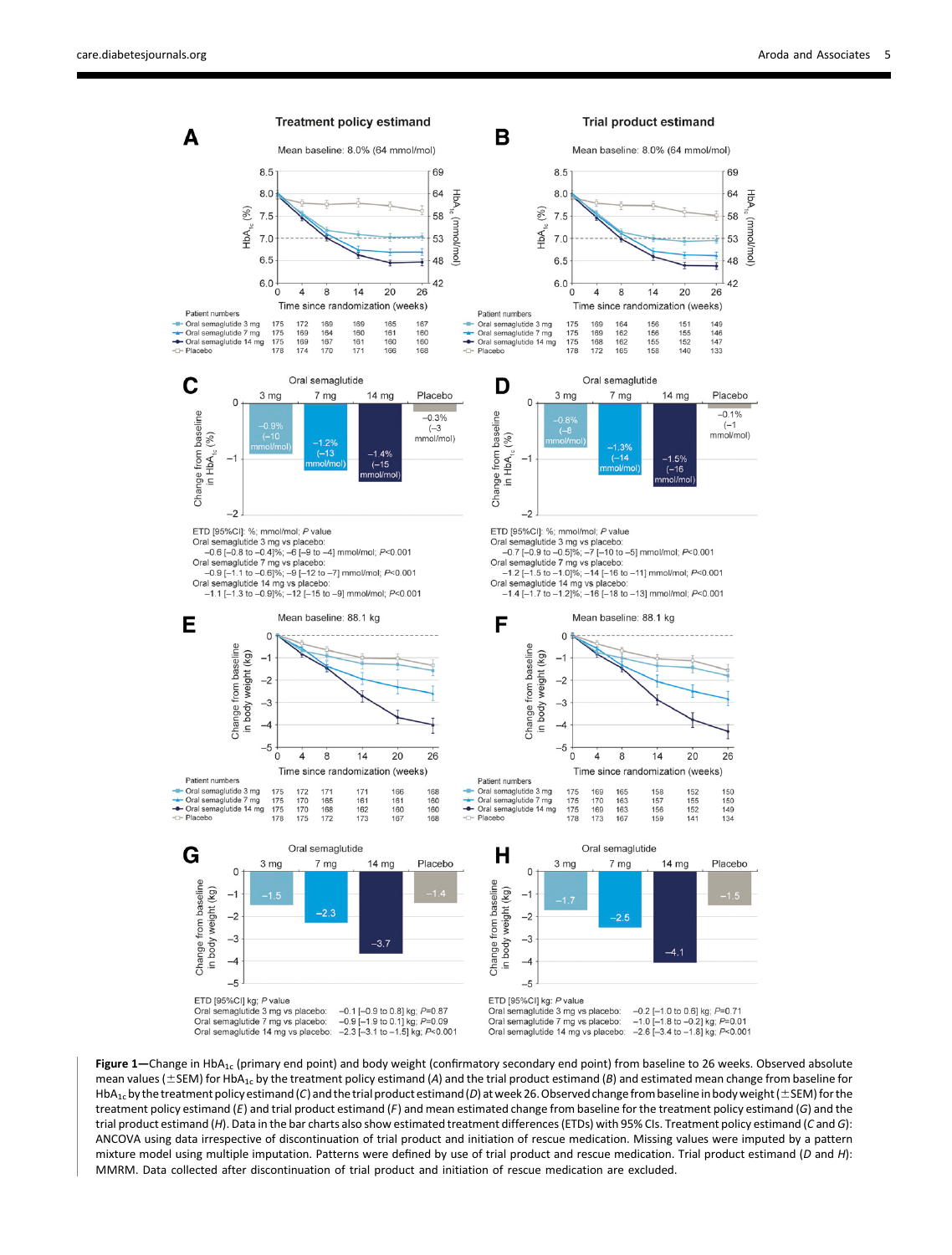Figure 1—Change in $HbA_{1c}$ (primary end point) and body weight (confirmatory secondary end point) from baseline to 26 weeks. Observed absolute mean values (±SEM) for $HbA_{1c}$ by the treatment policy estimand (*A*) and the trial product estimand (*B*) and estimated mean change from baseline for $HbA_{1c}$ by the treatment policy estimand (*C*) and the trial product estimand (*D*) at week 26. Observed change from baseline in body weight (±SEM) for the treatment policy estimand (*E*) and trial product estimand (*F*) and mean estimated change from baseline for the treatment policy estimand (*G*) and the trial product estimand (*H*). Data in the bar charts also show estimated treatment differences (ETDs) with 95% CIs. Treatment policy estimand (*C* and *G*): ANCOVA using data irrespective of discontinuation of trial product and initiation of rescue medication. Missing values were imputed by a pattern mixture model using multiple imputation. Patterns were defined by use of trial product and rescue medication. Trial product estimand (*D* and *H*): MMRM. Data collected after discontinuation of trial product and initiation of rescue medication are excluded.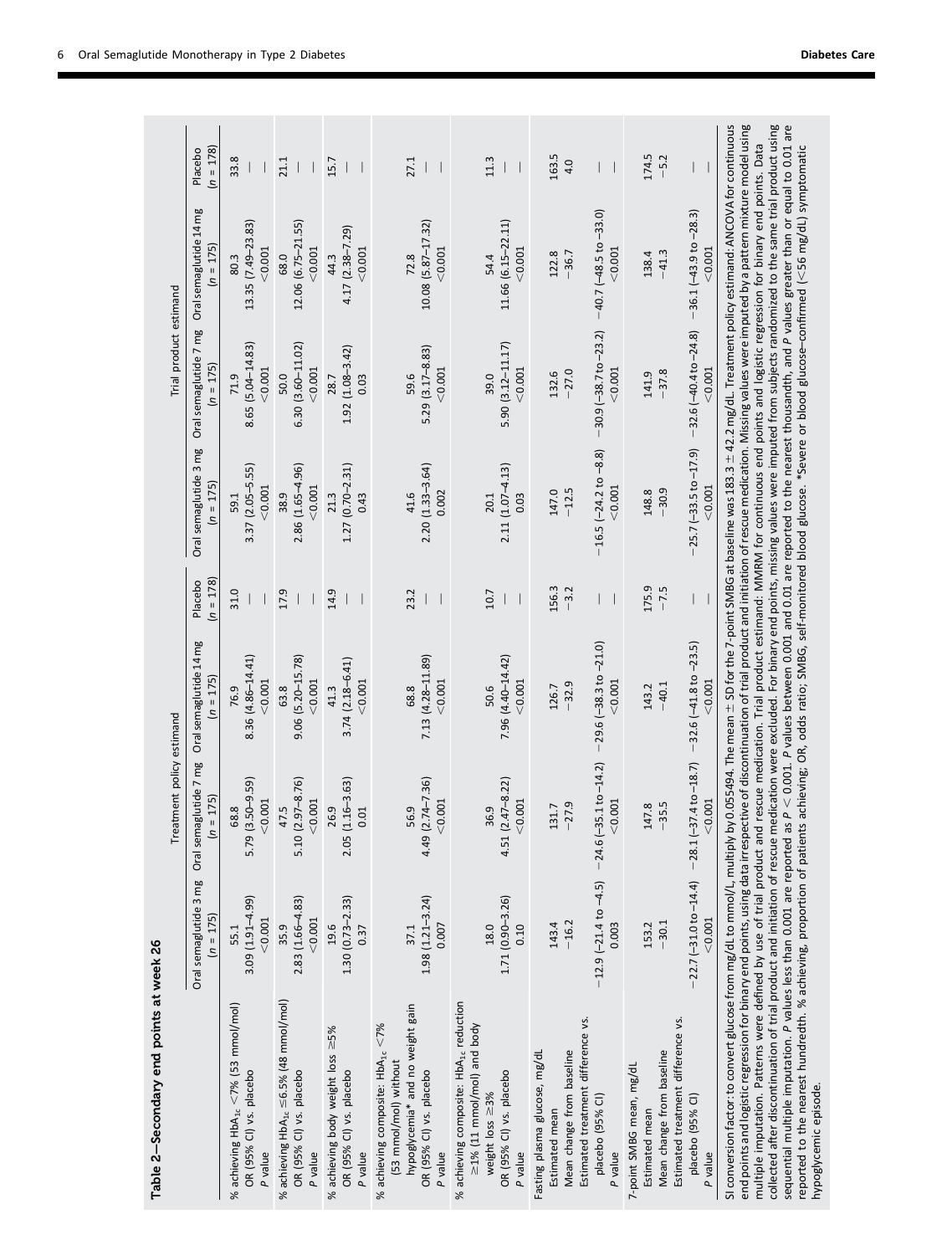**Table 2—Secondary end points at week 26**

| | Treatment policy estimand | | | | Trial product estimand | | | |
|---|---|---|---|---|---|---|---|---|
| | Oral semaglutide 3 mg (n = 175) | Oral semaglutide 7 mg (n = 175) | Oral semaglutide 14 mg (n = 175) | Placebo (n = 178) | Oral semaglutide 3 mg (n = 175) | Oral semaglutide 7 mg (n = 175) | Oral semaglutide 14 mg (n = 175) | Placebo (n = 178) |
| % achieving $HbA_{1c}$ <7% (53 mmol/mol) | 55.1 | 68.8 | 76.9 | 31.0 | 59.1 | 71.9 | 80.3 | 33.8 |
| OR (95% CI) vs. placebo | 3.09 (1.91–4.99) | 5.79 (3.50–9.59) | 8.36 (4.86–14.41) | — | 3.37 (2.05–5.55) | 8.65 (5.04–14.83) | 13.35 (7.49–23.83) | — |
| P value | <0.001 | <0.001 | <0.001 | — | <0.001 | <0.001 | <0.001 | — |
| % achieving $HbA_{1c}$ ≤6.5% (48 mmol/mol) | 35.9 | 47.5 | 63.8 | 17.9 | 38.9 | 50.0 | 68.0 | 21.1 |
| OR (95% CI) vs. placebo | 2.83 (1.66–4.83) | 5.10 (2.97–8.76) | 9.06 (5.20–15.78) | — | 2.86 (1.65–4.96) | 6.30 (3.60–11.02) | 12.06 (6.75–21.55) | — |
| P value | <0.001 | <0.001 | <0.001 | — | <0.001 | <0.001 | <0.001 | — |
| % achieving body weight loss ≥5% | 19.6 | 26.9 | 41.3 | 14.9 | 21.3 | 28.7 | 44.3 | 15.7 |
| OR (95% CI) vs. placebo | 1.30 (0.73–2.33) | 2.05 (1.16–3.63) | 3.74 (2.18–6.41) | — | 1.27 (0.70–2.31) | 1.92 (1.08–3.42) | 4.17 (2.38–7.29) | — |
| P value | 0.37 | 0.01 | <0.001 | — | 0.43 | 0.03 | <0.001 | — |
| % achieving composite: $HbA_{1c}$ <7% (53 mmol/mol) without hypoglycemia* and no weight gain | 37.1 | 56.9 | 68.8 | 23.2 | 41.6 | 59.6 | 72.8 | 27.1 |
| OR (95% CI) vs. placebo | 1.98 (1.21–3.24) | 4.49 (2.74–7.36) | 7.13 (4.28–11.89) | — | 2.20 (1.33–3.64) | 5.29 (3.17–8.83) | 10.08 (5.87–17.32) | — |
| P value | 0.007 | <0.001 | <0.001 | — | 0.002 | <0.001 | <0.001 | — |
| % achieving composite: $HbA_{1c}$ reduction ≥1% (11 mmol/mol) and body weight loss ≥3% | 18.0 | 36.9 | 50.6 | 10.7 | 20.1 | 39.0 | 54.4 | 11.3 |
| OR (95% CI) vs. placebo | 1.71 (0.90–3.26) | 4.51 (2.47–8.22) | 7.96 (4.40–14.42) | — | 2.11 (1.07–4.13) | 5.90 (3.12–11.17) | 11.66 (6.15–22.11) | — |
| P value | 0.10 | <0.001 | <0.001 | — | 0.03 | <0.001 | <0.001 | — |
| Fasting plasma glucose, mg/dL | | | | | | | | |
| Estimated mean | 143.4 | 131.7 | 126.7 | 156.3 | 147.0 | 132.6 | 122.8 | 163.5 |
| Mean change from baseline | −16.2 | −27.9 | −32.9 | −3.2 | −12.5 | −27.0 | −36.7 | 4.0 |
| Estimated treatment difference vs. placebo (95% CI) | −12.9 (−21.4 to −4.5) | −24.6 (−35.1 to −14.2) | −29.6 (−38.3 to −21.0) | — | −16.5 (−24.2 to −8.8) | −30.9 (−38.7 to −23.2) | −40.7 (−48.5 to −33.0) | — |
| P value | 0.003 | <0.001 | <0.001 | — | <0.001 | <0.001 | <0.001 | — |
| 7-point SMBG mean, mg/dL | | | | | | | | |
| Estimated mean | 153.2 | 147.8 | 143.2 | 175.9 | 148.8 | 141.9 | 138.4 | 174.5 |
| Mean change from baseline | −30.1 | −35.5 | −40.1 | −7.5 | −30.9 | −37.8 | −41.3 | −5.2 |
| Estimated treatment difference vs. placebo (95% CI) | −22.7 (−31.0 to −14.4) | −28.1 (−37.4 to −18.7) | −32.6 (−41.8 to −23.5) | — | −25.7 (−33.5 to −17.9) | −32.6 (−40.4 to −24.8) | −36.1 (−43.9 to −28.3) | — |
| P value | <0.001 | <0.001 | <0.001 | — | <0.001 | <0.001 | <0.001 | — |

SI conversion factor: to convert glucose from mg/dL to mmol/L, multiply by 0.055494. The mean ± SD for the 7-point SMBG at baseline was 183.3 ± 42.2 mg/dL. Treatment policy estimand: ANCOVA for continuous end points and logistic regression for binary end points, using data irrespective of discontinuation of trial product and initiation of rescue medication. Missing values were imputed by a pattern mixture model using multiple imputation. Patterns were defined by use of trial product and rescue medication. Trial product estimand: MMRM for continuous end points and logistic regression for binary end points. Data collected after discontinuation of trial product and initiation of rescue medication were excluded. For binary end points, missing values were imputed from subjects randomized to the same trial product using sequential multiple imputation. P values less than 0.001 are reported as P < 0.001. P values between 0.001 and 0.01 are reported to the nearest thousandth, and P values greater than or equal to 0.01 are reported to the nearest hundredth. % achieving, proportion of patients achieving; OR, odds ratio; SMBG, self-monitored blood glucose. *Severe or blood glucose–confirmed (<56 mg/dL) symptomatic hypoglycemic episode.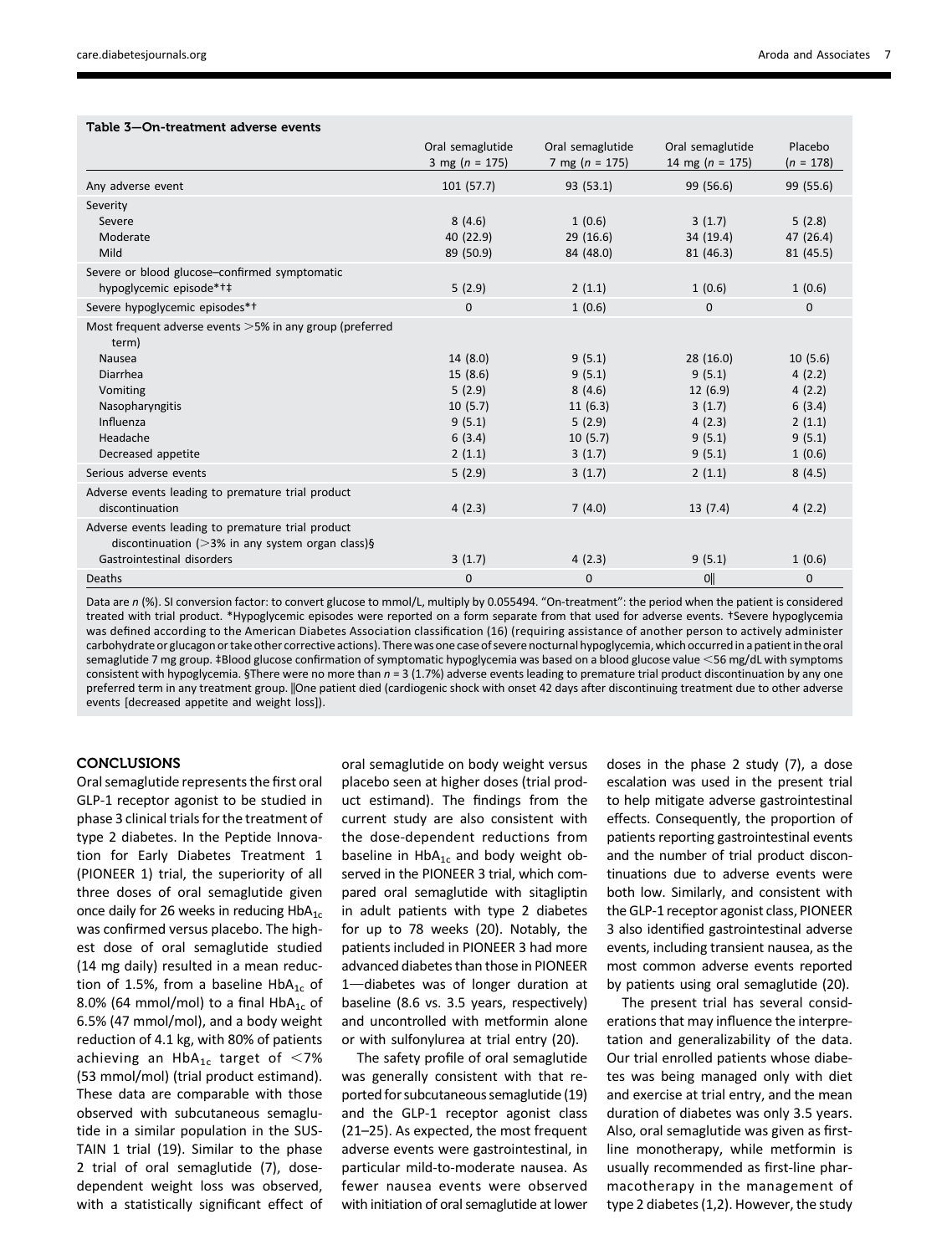**Table 3—On-treatment adverse events**

| | Oral semaglutide 3 mg (n = 175) | Oral semaglutide 7 mg (n = 175) | Oral semaglutide 14 mg (n = 175) | Placebo (n = 178) |
|---|---|---|---|---|
| Any adverse event | 101 (57.7) | 93 (53.1) | 99 (56.6) | 99 (55.6) |
| Severity | | | | |
| Severe | 8 (4.6) | 1 (0.6) | 3 (1.7) | 5 (2.8) |
| Moderate | 40 (22.9) | 29 (16.6) | 34 (19.4) | 47 (26.4) |
| Mild | 89 (50.9) | 84 (48.0) | 81 (46.3) | 81 (45.5) |
| Severe or blood glucose–confirmed symptomatic hypoglycemic episode*†‡ | 5 (2.9) | 2 (1.1) | 1 (0.6) | 1 (0.6) |
| Severe hypoglycemic episodes*† | 0 | 1 (0.6) | 0 | 0 |
| Most frequent adverse events >5% in any group (preferred term) | | | | |
| Nausea | 14 (8.0) | 9 (5.1) | 28 (16.0) | 10 (5.6) |
| Diarrhea | 15 (8.6) | 9 (5.1) | 9 (5.1) | 4 (2.2) |
| Vomiting | 5 (2.9) | 8 (4.6) | 12 (6.9) | 4 (2.2) |
| Nasopharyngitis | 10 (5.7) | 11 (6.3) | 3 (1.7) | 6 (3.4) |
| Influenza | 9 (5.1) | 5 (2.9) | 4 (2.3) | 2 (1.1) |
| Headache | 6 (3.4) | 10 (5.7) | 9 (5.1) | 9 (5.1) |
| Decreased appetite | 2 (1.1) | 3 (1.7) | 9 (5.1) | 1 (0.6) |
| Serious adverse events | 5 (2.9) | 3 (1.7) | 2 (1.1) | 8 (4.5) |
| Adverse events leading to premature trial product discontinuation | 4 (2.3) | 7 (4.0) | 13 (7.4) | 4 (2.2) |
| Adverse events leading to premature trial product discontinuation (>3% in any system organ class)§ | | | | |
| Gastrointestinal disorders | 3 (1.7) | 4 (2.3) | 9 (5.1) | 1 (0.6) |
| Deaths | 0 | 0 | 0‖ | 0 |

Data are n (%). SI conversion factor: to convert glucose to mmol/L, multiply by 0.055494. "On-treatment": the period when the patient is considered treated with trial product. *Hypoglycemic episodes were reported on a form separate from that used for adverse events. †Severe hypoglycemia was defined according to the American Diabetes Association classification (16) (requiring assistance of another person to actively administer carbohydrate or glucagon or take other corrective actions). There was one case of severe nocturnal hypoglycemia, which occurred in a patient in the oral semaglutide 7 mg group. ‡Blood glucose confirmation of symptomatic hypoglycemia was based on a blood glucose value <56 mg/dL with symptoms consistent with hypoglycemia. §There were no more than n = 3 (1.7%) adverse events leading to premature trial product discontinuation by any one preferred term in any treatment group. ‖One patient died (cardiogenic shock with onset 42 days after discontinuing treatment due to other adverse events [decreased appetite and weight loss]).

## CONCLUSIONS

Oral semaglutide represents the first oral GLP-1 receptor agonist to be studied in phase 3 clinical trials for the treatment of type 2 diabetes. In the Peptide Innovation for Early Diabetes Treatment 1 (PIONEER 1) trial, the superiority of all three doses of oral semaglutide given once daily for 26 weeks in reducing $HbA_{1c}$ was confirmed versus placebo. The highest dose of oral semaglutide studied (14 mg daily) resulted in a mean reduction of 1.5%, from a baseline $HbA_{1c}$ of 8.0% (64 mmol/mol) to a final $HbA_{1c}$ of 6.5% (47 mmol/mol), and a body weight reduction of 4.1 kg, with 80% of patients achieving an $HbA_{1c}$ target of <7% (53 mmol/mol) (trial product estimand). These data are comparable with those observed with subcutaneous semaglutide in a similar population in the SUSTAIN 1 trial (19). Similar to the phase 2 trial of oral semaglutide (7), dose-dependent weight loss was observed, with a statistically significant effect of oral semaglutide on body weight versus placebo seen at higher doses (trial product estimand). The findings from the current study are also consistent with the dose-dependent reductions from baseline in $HbA_{1c}$ and body weight observed in the PIONEER 3 trial, which compared oral semaglutide with sitagliptin in adult patients with type 2 diabetes for up to 78 weeks (20). Notably, the patients included in PIONEER 3 had more advanced diabetes than those in PIONEER 1—diabetes was of longer duration at baseline (8.6 vs. 3.5 years, respectively) and uncontrolled with metformin alone or with sulfonylurea at trial entry (20).

The safety profile of oral semaglutide was generally consistent with that reported for subcutaneous semaglutide (19) and the GLP-1 receptor agonist class (21–25). As expected, the most frequent adverse events were gastrointestinal, in particular mild-to-moderate nausea. As fewer nausea events were observed with initiation of oral semaglutide at lower doses in the phase 2 study (7), a dose escalation was used in the present trial to help mitigate adverse gastrointestinal effects. Consequently, the proportion of patients reporting gastrointestinal events and the number of trial product discontinuations due to adverse events were both low. Similarly, and consistent with the GLP-1 receptor agonist class, PIONEER 3 also identified gastrointestinal adverse events, including transient nausea, as the most common adverse events reported by patients using oral semaglutide (20).

The present trial has several considerations that may influence the interpretation and generalizability of the data. Our trial enrolled patients whose diabetes was being managed only with diet and exercise at trial entry, and the mean duration of diabetes was only 3.5 years. Also, oral semaglutide was given as first-line monotherapy, while metformin is usually recommended as first-line pharmacotherapy in the management of type 2 diabetes (1,2). However, the study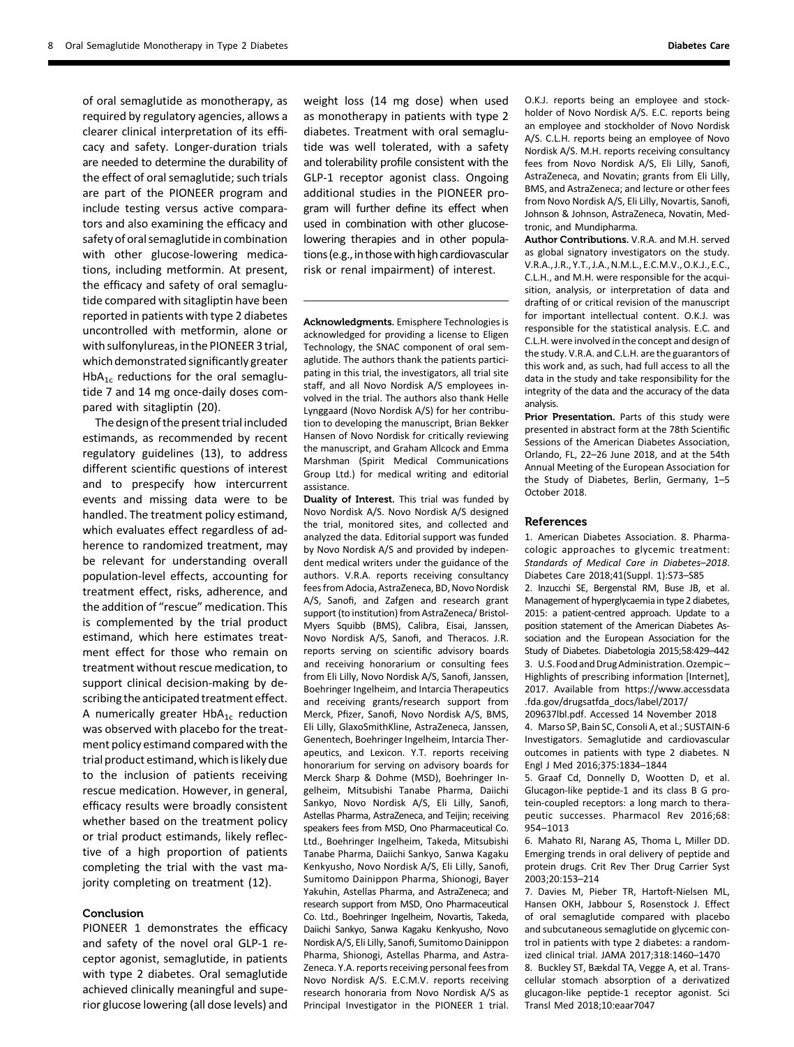of oral semaglutide as monotherapy, as required by regulatory agencies, allows a clearer clinical interpretation of its efficacy and safety. Longer-duration trials are needed to determine the durability of the effect of oral semaglutide; such trials are part of the PIONEER program and include testing versus active comparators and also examining the efficacy and safety of oral semaglutide in combination with other glucose-lowering medications, including metformin. At present, the efficacy and safety of oral semaglutide compared with sitagliptin have been reported in patients with type 2 diabetes uncontrolled with metformin, alone or with sulfonylureas, in the PIONEER 3 trial, which demonstrated significantly greater $HbA_{1c}$ reductions for the oral semaglutide 7 and 14 mg once-daily doses compared with sitagliptin (20).

The design of the present trial included estimands, as recommended by recent regulatory guidelines (13), to address different scientific questions of interest and to prespecify how intercurrent events and missing data were to be handled. The treatment policy estimand, which evaluates effect regardless of adherence to randomized treatment, may be relevant for understanding overall population-level effects, accounting for treatment effect, risks, adherence, and the addition of "rescue" medication. This is complemented by the trial product estimand, which here estimates treatment effect for those who remain on treatment without rescue medication, to support clinical decision-making by describing the anticipated treatment effect. A numerically greater $HbA_{1c}$ reduction was observed with placebo for the treatment policy estimand compared with the trial product estimand, which is likely due to the inclusion of patients receiving rescue medication. However, in general, efficacy results were broadly consistent whether based on the treatment policy or trial product estimands, likely reflective of a high proportion of patients completing the trial with the vast majority completing on treatment (12).

## Conclusion

PIONEER 1 demonstrates the efficacy and safety of the novel oral GLP-1 receptor agonist, semaglutide, in patients with type 2 diabetes. Oral semaglutide achieved clinically meaningful and superior glucose lowering (all dose levels) and weight loss (14 mg dose) when used as monotherapy in patients with type 2 diabetes. Treatment with oral semaglutide was well tolerated, with a safety and tolerability profile consistent with the GLP-1 receptor agonist class. Ongoing additional studies in the PIONEER program will further define its effect when used in combination with other glucose-lowering therapies and in other populations (e.g., in those with high cardiovascular risk or renal impairment) of interest.

**Acknowledgments.** Emisphere Technologies is acknowledged for providing a license to Eligen Technology, the SNAC component of oral semaglutide. The authors thank the patients participating in this trial, the investigators, all trial site staff, and all Novo Nordisk A/S employees involved in the trial. The authors also thank Helle Lynggaard (Novo Nordisk A/S) for her contribution to developing the manuscript, Brian Bekker Hansen of Novo Nordisk for critically reviewing the manuscript, and Graham Allcock and Emma Marshman (Spirit Medical Communications Group Ltd.) for medical writing and editorial assistance.

**Duality of Interest.** This trial was funded by Novo Nordisk A/S. Novo Nordisk A/S designed the trial, monitored sites, and collected and analyzed the data. Editorial support was funded by Novo Nordisk A/S and provided by independent medical writers under the guidance of the authors. V.R.A. reports receiving consultancy fees from Adocia, AstraZeneca, BD, Novo Nordisk A/S, Sanofi, and Zafgen and research grant support (to institution) from AstraZeneca/ Bristol-Myers Squibb (BMS), Calibra, Eisai, Janssen, Novo Nordisk A/S, Sanofi, and Theracos. J.R. reports serving on scientific advisory boards and receiving honorarium or consulting fees from Eli Lilly, Novo Nordisk A/S, Sanofi, Janssen, Boehringer Ingelheim, and Intarcia Therapeutics and receiving grants/research support from Merck, Pfizer, Sanofi, Novo Nordisk A/S, BMS, Eli Lilly, GlaxoSmithKline, AstraZeneca, Janssen, Genentech, Boehringer Ingelheim, Intarcia Therapeutics, and Lexicon. Y.T. reports receiving honorarium for serving on advisory boards for Merck Sharp & Dohme (MSD), Boehringer Ingelheim, Mitsubishi Tanabe Pharma, Daiichi Sankyo, Novo Nordisk A/S, Eli Lilly, Sanofi, Astellas Pharma, AstraZeneca, and Teijin; receiving speakers fees from MSD, Ono Pharmaceutical Co. Ltd., Boehringer Ingelheim, Takeda, Mitsubishi Tanabe Pharma, Daiichi Sankyo, Sanwa Kagaku Kenkyusho, Novo Nordisk A/S, Eli Lilly, Sanofi, Sumitomo Dainippon Pharma, Shionogi, Bayer Yakuhin, Astellas Pharma, and AstraZeneca; and research support from MSD, Ono Pharmaceutical Co. Ltd., Boehringer Ingelheim, Novartis, Takeda, Daiichi Sankyo, Sanwa Kagaku Kenkyusho, Novo Nordisk A/S, Eli Lilly, Sanofi, Sumitomo Dainippon Pharma, Shionogi, Astellas Pharma, and AstraZeneca. Y.A. reports receiving personal fees from Novo Nordisk A/S. E.C.M.V. reports receiving research honoraria from Novo Nordisk A/S as Principal Investigator in the PIONEER 1 trial. O.K.J. reports being an employee and stockholder of Novo Nordisk A/S. E.C. reports being an employee and stockholder of Novo Nordisk A/S. C.L.H. reports being an employee of Novo Nordisk A/S. M.H. reports receiving consultancy fees from Novo Nordisk A/S, Eli Lilly, Sanofi, AstraZeneca, and Novatin; grants from Eli Lilly, BMS, and AstraZeneca; and lecture or other fees from Novo Nordisk A/S, Eli Lilly, Novartis, Sanofi, Johnson & Johnson, AstraZeneca, Novatin, Medtronic, and Mundipharma.

**Author Contributions.** V.R.A. and M.H. served as global signatory investigators on the study. V.R.A., J.R., Y.T., J.A., N.M.L., E.C.M.V., O.K.J., E.C., C.L.H., and M.H. were responsible for the acquisition, analysis, or interpretation of data and drafting of or critical revision of the manuscript for important intellectual content. O.K.J. was responsible for the statistical analysis. E.C. and C.L.H. were involved in the concept and design of the study. V.R.A. and C.L.H. are the guarantors of this work and, as such, had full access to all the data in the study and take responsibility for the integrity of the data and the accuracy of the data analysis.

**Prior Presentation.** Parts of this study were presented in abstract form at the 78th Scientific Sessions of the American Diabetes Association, Orlando, FL, 22–26 June 2018, and at the 54th Annual Meeting of the European Association for the Study of Diabetes, Berlin, Germany, 1–5 October 2018.

## References

1. American Diabetes Association. 8. Pharmacologic approaches to glycemic treatment: *Standards of Medical Care in Diabetes–2018*. Diabetes Care 2018;41(Suppl. 1):S73–S85
2. Inzucchi SE, Bergenstal RM, Buse JB, et al. Management of hyperglycaemia in type 2 diabetes, 2015: a patient-centred approach. Update to a position statement of the American Diabetes Association and the European Association for the Study of Diabetes. Diabetologia 2015;58:429–442
3. U.S. Food and Drug Administration. Ozempic – Highlights of prescribing information [Internet], 2017. Available from https://www.accessdata.fda.gov/drugsatfda_docs/label/2017/209637lbl.pdf. Accessed 14 November 2018
4. Marso SP, Bain SC, Consoli A, et al.; SUSTAIN-6 Investigators. Semaglutide and cardiovascular outcomes in patients with type 2 diabetes. N Engl J Med 2016;375:1834–1844
5. Graaf Cd, Donnelly D, Wootten D, et al. Glucagon-like peptide-1 and its class B G protein-coupled receptors: a long march to therapeutic successes. Pharmacol Rev 2016;68:954–1013
6. Mahato RI, Narang AS, Thoma L, Miller DD. Emerging trends in oral delivery of peptide and protein drugs. Crit Rev Ther Drug Carrier Syst 2003;20:153–214
7. Davies M, Pieber TR, Hartoft-Nielsen ML, Hansen OKH, Jabbour S, Rosenstock J. Effect of oral semaglutide compared with placebo and subcutaneous semaglutide on glycemic control in patients with type 2 diabetes: a randomized clinical trial. JAMA 2017;318:1460–1470
8. Buckley ST, Bækdal TA, Vegge A, et al. Transcellular stomach absorption of a derivatized glucagon-like peptide-1 receptor agonist. Sci Transl Med 2018;10:eaar7047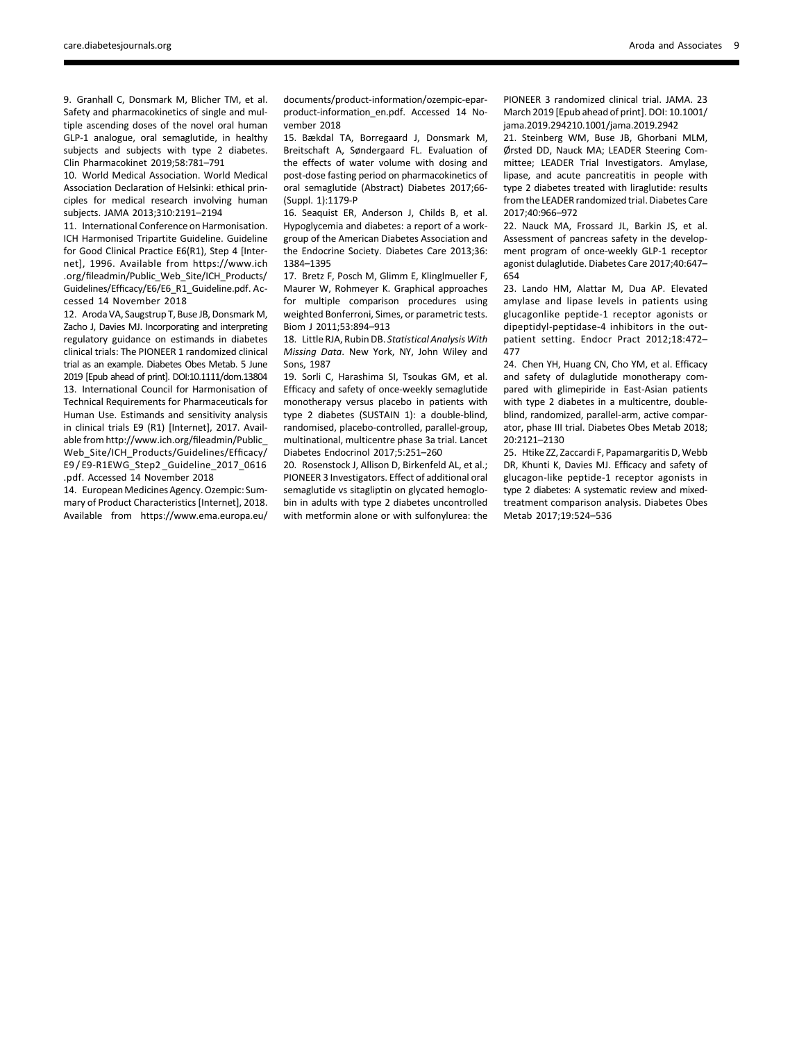9. Granhall C, Donsmark M, Blicher TM, et al. Safety and pharmacokinetics of single and multiple ascending doses of the novel oral human GLP-1 analogue, oral semaglutide, in healthy subjects and subjects with type 2 diabetes. Clin Pharmacokinet 2019;58:781–791

10. World Medical Association. World Medical Association Declaration of Helsinki: ethical principles for medical research involving human subjects. JAMA 2013;310:2191–2194

11. International Conference on Harmonisation. ICH Harmonised Tripartite Guideline. Guideline for Good Clinical Practice E6(R1), Step 4 [Internet], 1996. Available from https://www.ich.org/fileadmin/Public_Web_Site/ICH_Products/Guidelines/Efficacy/E6/E6_R1_Guideline.pdf. Accessed 14 November 2018

12. Aroda VA, Saugstrup T, Buse JB, Donsmark M, Zacho J, Davies MJ. Incorporating and interpreting regulatory guidance on estimands in diabetes clinical trials: The PIONEER 1 randomized clinical trial as an example. Diabetes Obes Metab. 5 June 2019 [Epub ahead of print]. DOI:10.1111/dom.13804

13. International Council for Harmonisation of Technical Requirements for Pharmaceuticals for Human Use. Estimands and sensitivity analysis in clinical trials E9 (R1) [Internet], 2017. Available from http://www.ich.org/fileadmin/Public_Web_Site/ICH_Products/Guidelines/Efficacy/E9/E9-R1EWG_Step2_Guideline_2017_0616.pdf. Accessed 14 November 2018

14. European Medicines Agency. Ozempic: Summary of Product Characteristics [Internet], 2018. Available from https://www.ema.europa.eu/documents/product-information/ozempic-epar-product-information_en.pdf. Accessed 14 November 2018

15. Bækdal TA, Borregaard J, Donsmark M, Breitschaft A, Søndergaard FL. Evaluation of the effects of water volume with dosing and post-dose fasting period on pharmacokinetics of oral semaglutide (Abstract) Diabetes 2017;66-(Suppl. 1):1179-P

16. Seaquist ER, Anderson J, Childs B, et al. Hypoglycemia and diabetes: a report of a workgroup of the American Diabetes Association and the Endocrine Society. Diabetes Care 2013;36:1384–1395

17. Bretz F, Posch M, Glimm E, Klinglmueller F, Maurer W, Rohmeyer K. Graphical approaches for multiple comparison procedures using weighted Bonferroni, Simes, or parametric tests. Biom J 2011;53:894–913

18. Little RJA, Rubin DB. *Statistical Analysis With Missing Data*. New York, NY, John Wiley and Sons, 1987

19. Sorli C, Harashima SI, Tsoukas GM, et al. Efficacy and safety of once-weekly semaglutide monotherapy versus placebo in patients with type 2 diabetes (SUSTAIN 1): a double-blind, randomised, placebo-controlled, parallel-group, multinational, multicentre phase 3a trial. Lancet Diabetes Endocrinol 2017;5:251–260

20. Rosenstock J, Allison D, Birkenfeld AL, et al.; PIONEER 3 Investigators. Effect of additional oral semaglutide vs sitagliptin on glycated hemoglobin in adults with type 2 diabetes uncontrolled with metformin alone or with sulfonylurea: the PIONEER 3 randomized clinical trial. JAMA. 23 March 2019 [Epub ahead of print]. DOI: 10.1001/jama.2019.294210.1001/jama.2019.2942

21. Steinberg WM, Buse JB, Ghorbani MLM, Ørsted DD, Nauck MA; LEADER Steering Committee; LEADER Trial Investigators. Amylase, lipase, and acute pancreatitis in people with type 2 diabetes treated with liraglutide: results from the LEADER randomized trial. Diabetes Care 2017;40:966–972

22. Nauck MA, Frossard JL, Barkin JS, et al. Assessment of pancreas safety in the development program of once-weekly GLP-1 receptor agonist dulaglutide. Diabetes Care 2017;40:647–654

23. Lando HM, Alattar M, Dua AP. Elevated amylase and lipase levels in patients using glucagonlike peptide-1 receptor agonists or dipeptidyl-peptidase-4 inhibitors in the outpatient setting. Endocr Pract 2012;18:472–477

24. Chen YH, Huang CN, Cho YM, et al. Efficacy and safety of dulaglutide monotherapy compared with glimepiride in East-Asian patients with type 2 diabetes in a multicentre, double-blind, randomized, parallel-arm, active comparator, phase III trial. Diabetes Obes Metab 2018;20:2121–2130

25. Htike ZZ, Zaccardi F, Papamargaritis D, Webb DR, Khunti K, Davies MJ. Efficacy and safety of glucagon-like peptide-1 receptor agonists in type 2 diabetes: A systematic review and mixed-treatment comparison analysis. Diabetes Obes Metab 2017;19:524–536